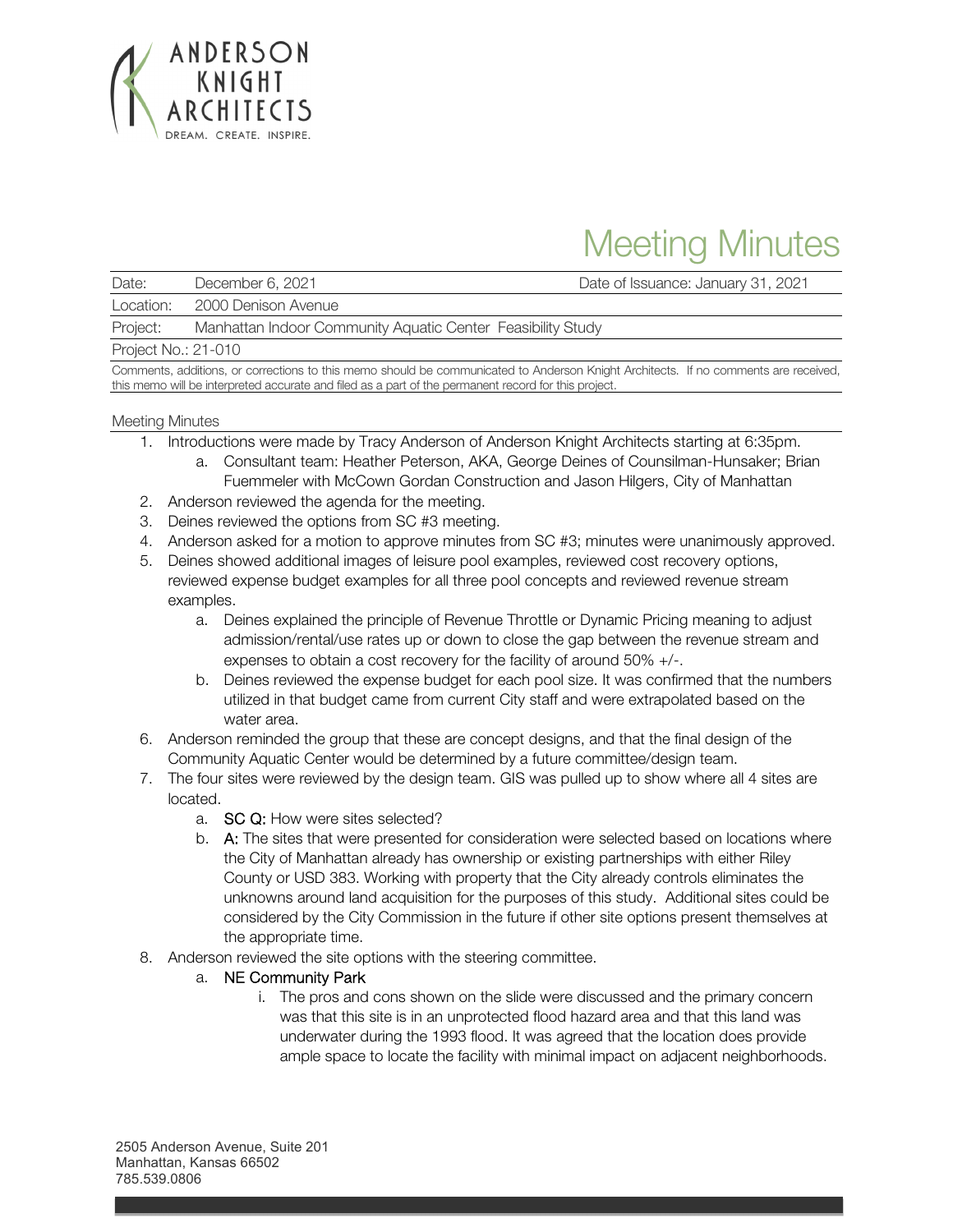ANDERSON
KNIGHT
ARCHITECTS
DREAM. CREATE. INSPIRE.

# Meeting Minutes

| Date: | December 6, 2021 | Date of Issuance: January 31, 2021 |
|---|---|---|
| Location: | 2000 Denison Avenue | |
| Project: | Manhattan Indoor Community Aquatic Center Feasibility Study | |
| Project No.: 21-010 | | |

Comments, additions, or corrections to this memo should be communicated to Anderson Knight Architects. If no comments are received, this memo will be interpreted accurate and filed as a part of the permanent record for this project.

## Meeting Minutes

1. Introductions were made by Tracy Anderson of Anderson Knight Architects starting at 6:35pm.
    a. Consultant team: Heather Peterson, AKA, George Deines of Counsilman-Hunsaker; Brian Fuemmeler with McCown Gordan Construction and Jason Hilgers, City of Manhattan
2. Anderson reviewed the agenda for the meeting.
3. Deines reviewed the options from SC #3 meeting.
4. Anderson asked for a motion to approve minutes from SC #3; minutes were unanimously approved.
5. Deines showed additional images of leisure pool examples, reviewed cost recovery options, reviewed expense budget examples for all three pool concepts and reviewed revenue stream examples.
    a. Deines explained the principle of Revenue Throttle or Dynamic Pricing meaning to adjust admission/rental/use rates up or down to close the gap between the revenue stream and expenses to obtain a cost recovery for the facility of around 50% +/-.
    b. Deines reviewed the expense budget for each pool size. It was confirmed that the numbers utilized in that budget came from current City staff and were extrapolated based on the water area.
6. Anderson reminded the group that these are concept designs, and that the final design of the Community Aquatic Center would be determined by a future committee/design team.
7. The four sites were reviewed by the design team. GIS was pulled up to show where all 4 sites are located.
    a. **SC Q:** How were sites selected?
    b. **A:** The sites that were presented for consideration were selected based on locations where the City of Manhattan already has ownership or existing partnerships with either Riley County or USD 383. Working with property that the City already controls eliminates the unknowns around land acquisition for the purposes of this study. Additional sites could be considered by the City Commission in the future if other site options present themselves at the appropriate time.
8. Anderson reviewed the site options with the steering committee.
    a. NE Community Park
        i. The pros and cons shown on the slide were discussed and the primary concern was that this site is in an unprotected flood hazard area and that this land was underwater during the 1993 flood. It was agreed that the location does provide ample space to locate the facility with minimal impact on adjacent neighborhoods.

2505 Anderson Avenue, Suite 201
Manhattan, Kansas 66502
785.539.0806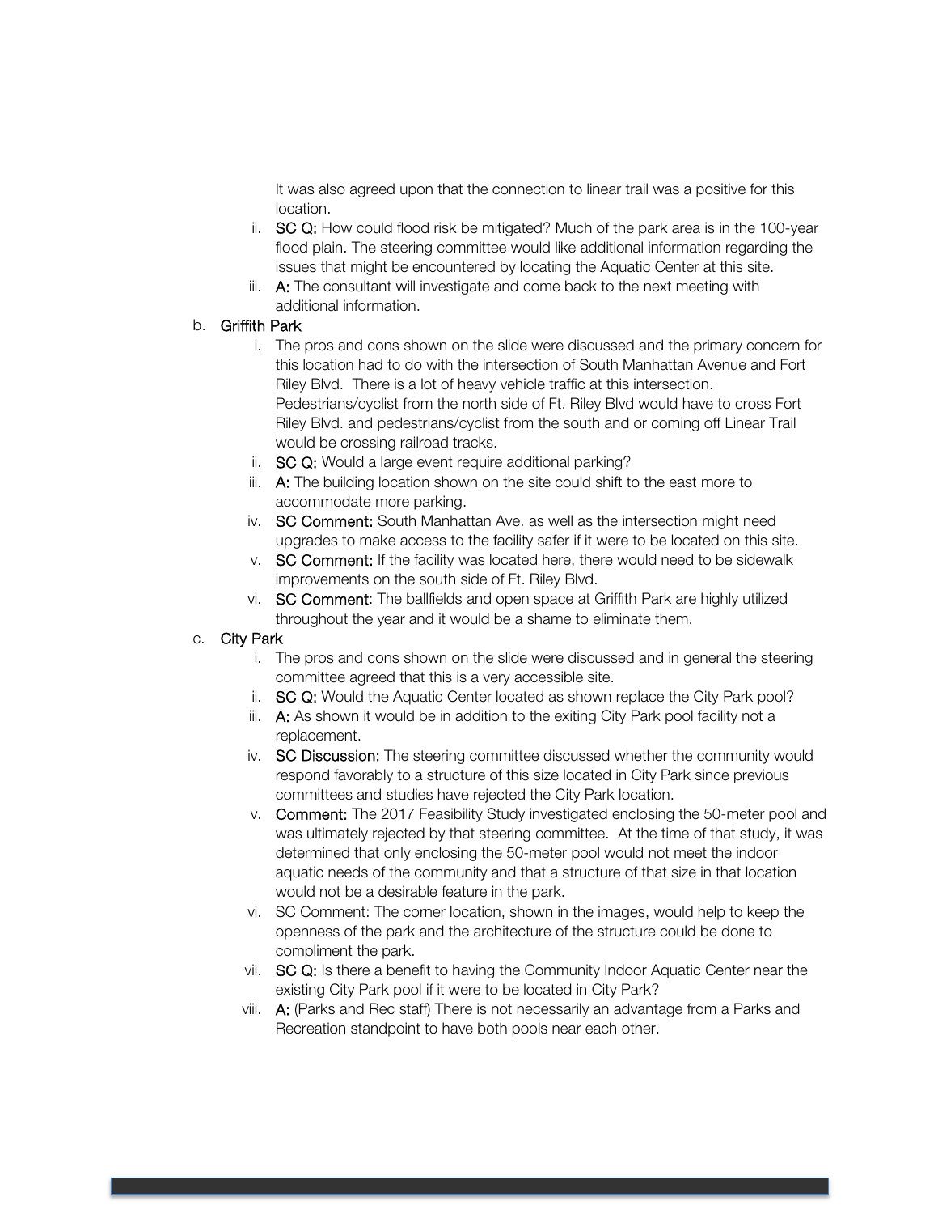It was also agreed upon that the connection to linear trail was a positive for this location.

  ii. **SC Q:** How could flood risk be mitigated? Much of the park area is in the 100-year flood plain. The steering committee would like additional information regarding the issues that might be encountered by locating the Aquatic Center at this site.
  iii. **A:** The consultant will investigate and come back to the next meeting with additional information.

b. **Griffith Park**
  i. The pros and cons shown on the slide were discussed and the primary concern for this location had to do with the intersection of South Manhattan Avenue and Fort Riley Blvd. There is a lot of heavy vehicle traffic at this intersection. Pedestrians/cyclist from the north side of Ft. Riley Blvd would have to cross Fort Riley Blvd. and pedestrians/cyclist from the south and or coming off Linear Trail would be crossing railroad tracks.
  ii. **SC Q:** Would a large event require additional parking?
  iii. **A:** The building location shown on the site could shift to the east more to accommodate more parking.
  iv. **SC Comment:** South Manhattan Ave. as well as the intersection might need upgrades to make access to the facility safer if it were to be located on this site.
  v. **SC Comment:** If the facility was located here, there would need to be sidewalk improvements on the south side of Ft. Riley Blvd.
  vi. **SC Comment**: The ballfields and open space at Griffith Park are highly utilized throughout the year and it would be a shame to eliminate them.

c. **City Park**
  i. The pros and cons shown on the slide were discussed and in general the steering committee agreed that this is a very accessible site.
  ii. **SC Q:** Would the Aquatic Center located as shown replace the City Park pool?
  iii. **A:** As shown it would be in addition to the exiting City Park pool facility not a replacement.
  iv. **SC Discussion:** The steering committee discussed whether the community would respond favorably to a structure of this size located in City Park since previous committees and studies have rejected the City Park location.
  v. **Comment:** The 2017 Feasibility Study investigated enclosing the 50-meter pool and was ultimately rejected by that steering committee. At the time of that study, it was determined that only enclosing the 50-meter pool would not meet the indoor aquatic needs of the community and that a structure of that size in that location would not be a desirable feature in the park.
  vi. SC Comment: The corner location, shown in the images, would help to keep the openness of the park and the architecture of the structure could be done to compliment the park.
  vii. **SC Q:** Is there a benefit to having the Community Indoor Aquatic Center near the existing City Park pool if it were to be located in City Park?
  viii. **A:** (Parks and Rec staff) There is not necessarily an advantage from a Parks and Recreation standpoint to have both pools near each other.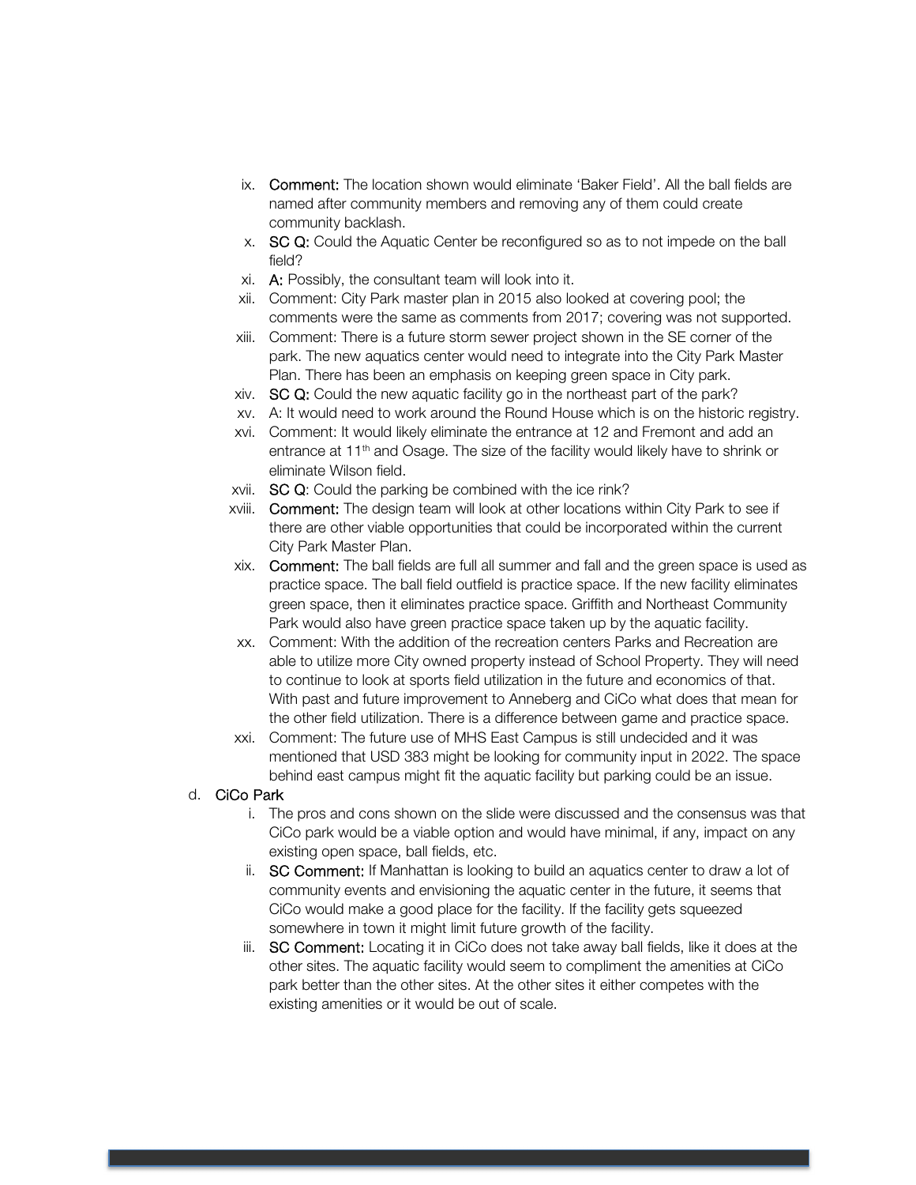ix. **Comment:** The location shown would eliminate 'Baker Field'. All the ball fields are named after community members and removing any of them could create community backlash.

x. **SC Q:** Could the Aquatic Center be reconfigured so as to not impede on the ball field?

xi. **A:** Possibly, the consultant team will look into it.

xii. Comment: City Park master plan in 2015 also looked at covering pool; the comments were the same as comments from 2017; covering was not supported.

xiii. Comment: There is a future storm sewer project shown in the SE corner of the park. The new aquatics center would need to integrate into the City Park Master Plan. There has been an emphasis on keeping green space in City park.

xiv. **SC Q:** Could the new aquatic facility go in the northeast part of the park?

xv. A: It would need to work around the Round House which is on the historic registry.

xvi. Comment: It would likely eliminate the entrance at 12 and Fremont and add an entrance at 11th and Osage. The size of the facility would likely have to shrink or eliminate Wilson field.

xvii. **SC Q**: Could the parking be combined with the ice rink?

xviii. **Comment:** The design team will look at other locations within City Park to see if there are other viable opportunities that could be incorporated within the current City Park Master Plan.

xix. **Comment:** The ball fields are full all summer and fall and the green space is used as practice space. The ball field outfield is practice space. If the new facility eliminates green space, then it eliminates practice space. Griffith and Northeast Community Park would also have green practice space taken up by the aquatic facility.

xx. Comment: With the addition of the recreation centers Parks and Recreation are able to utilize more City owned property instead of School Property. They will need to continue to look at sports field utilization in the future and economics of that. With past and future improvement to Anneberg and CiCo what does that mean for the other field utilization. There is a difference between game and practice space.

xxi. Comment: The future use of MHS East Campus is still undecided and it was mentioned that USD 383 might be looking for community input in 2022. The space behind east campus might fit the aquatic facility but parking could be an issue.

d. CiCo Park

i. The pros and cons shown on the slide were discussed and the consensus was that CiCo park would be a viable option and would have minimal, if any, impact on any existing open space, ball fields, etc.

ii. **SC Comment:** If Manhattan is looking to build an aquatics center to draw a lot of community events and envisioning the aquatic center in the future, it seems that CiCo would make a good place for the facility. If the facility gets squeezed somewhere in town it might limit future growth of the facility.

iii. **SC Comment:** Locating it in CiCo does not take away ball fields, like it does at the other sites. The aquatic facility would seem to compliment the amenities at CiCo park better than the other sites. At the other sites it either competes with the existing amenities or it would be out of scale.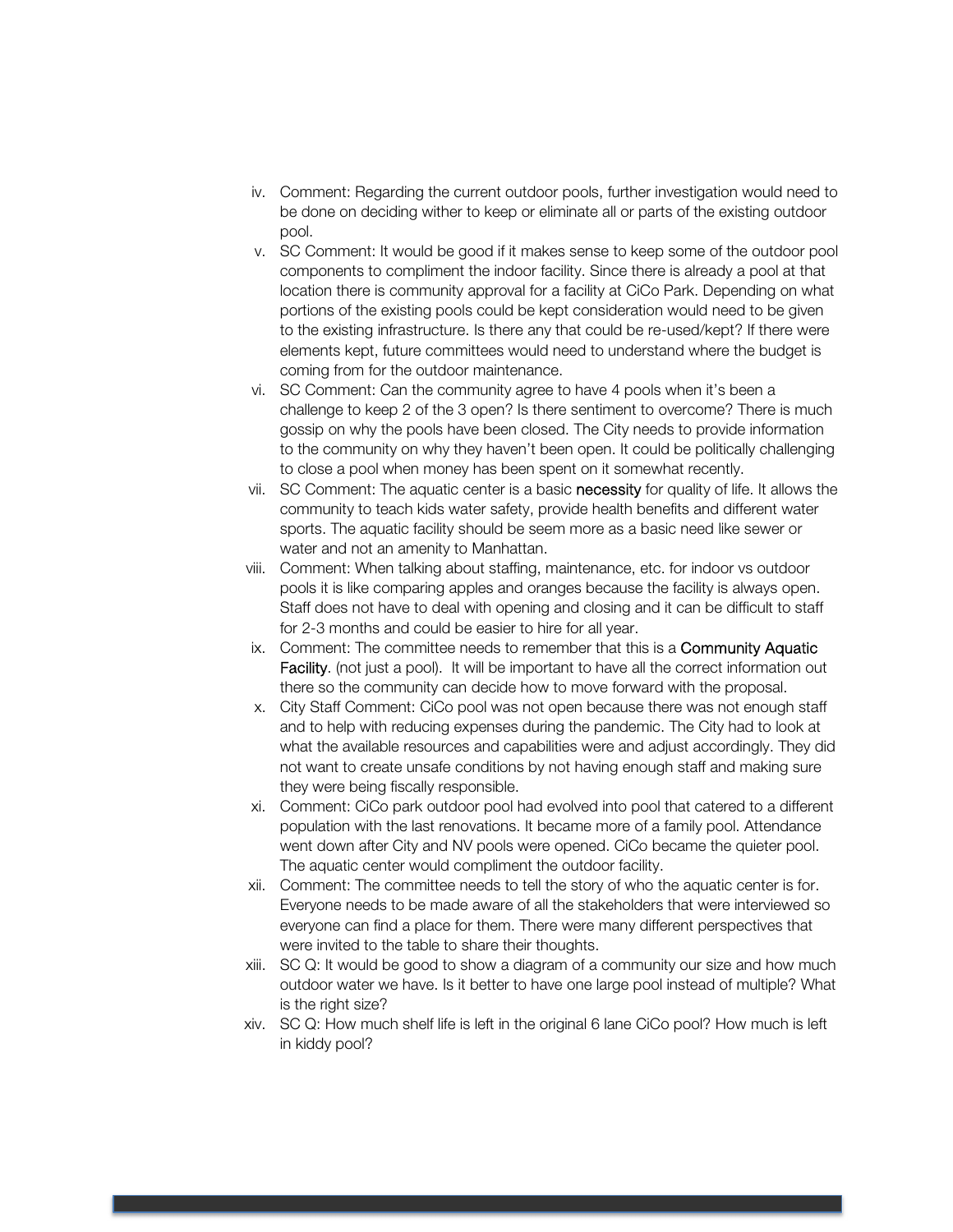iv. Comment: Regarding the current outdoor pools, further investigation would need to be done on deciding wither to keep or eliminate all or parts of the existing outdoor pool.

v. SC Comment: It would be good if it makes sense to keep some of the outdoor pool components to compliment the indoor facility. Since there is already a pool at that location there is community approval for a facility at CiCo Park. Depending on what portions of the existing pools could be kept consideration would need to be given to the existing infrastructure. Is there any that could be re-used/kept? If there were elements kept, future committees would need to understand where the budget is coming from for the outdoor maintenance.

vi. SC Comment: Can the community agree to have 4 pools when it's been a challenge to keep 2 of the 3 open? Is there sentiment to overcome? There is much gossip on why the pools have been closed. The City needs to provide information to the community on why they haven't been open. It could be politically challenging to close a pool when money has been spent on it somewhat recently.

vii. SC Comment: The aquatic center is a basic necessity for quality of life. It allows the community to teach kids water safety, provide health benefits and different water sports. The aquatic facility should be seem more as a basic need like sewer or water and not an amenity to Manhattan.

viii. Comment: When talking about staffing, maintenance, etc. for indoor vs outdoor pools it is like comparing apples and oranges because the facility is always open. Staff does not have to deal with opening and closing and it can be difficult to staff for 2-3 months and could be easier to hire for all year.

ix. Comment: The committee needs to remember that this is a Community Aquatic Facility. (not just a pool). It will be important to have all the correct information out there so the community can decide how to move forward with the proposal.

x. City Staff Comment: CiCo pool was not open because there was not enough staff and to help with reducing expenses during the pandemic. The City had to look at what the available resources and capabilities were and adjust accordingly. They did not want to create unsafe conditions by not having enough staff and making sure they were being fiscally responsible.

xi. Comment: CiCo park outdoor pool had evolved into pool that catered to a different population with the last renovations. It became more of a family pool. Attendance went down after City and NV pools were opened. CiCo became the quieter pool. The aquatic center would compliment the outdoor facility.

xii. Comment: The committee needs to tell the story of who the aquatic center is for. Everyone needs to be made aware of all the stakeholders that were interviewed so everyone can find a place for them. There were many different perspectives that were invited to the table to share their thoughts.

xiii. SC Q: It would be good to show a diagram of a community our size and how much outdoor water we have. Is it better to have one large pool instead of multiple? What is the right size?

xiv. SC Q: How much shelf life is left in the original 6 lane CiCo pool? How much is left in kiddy pool?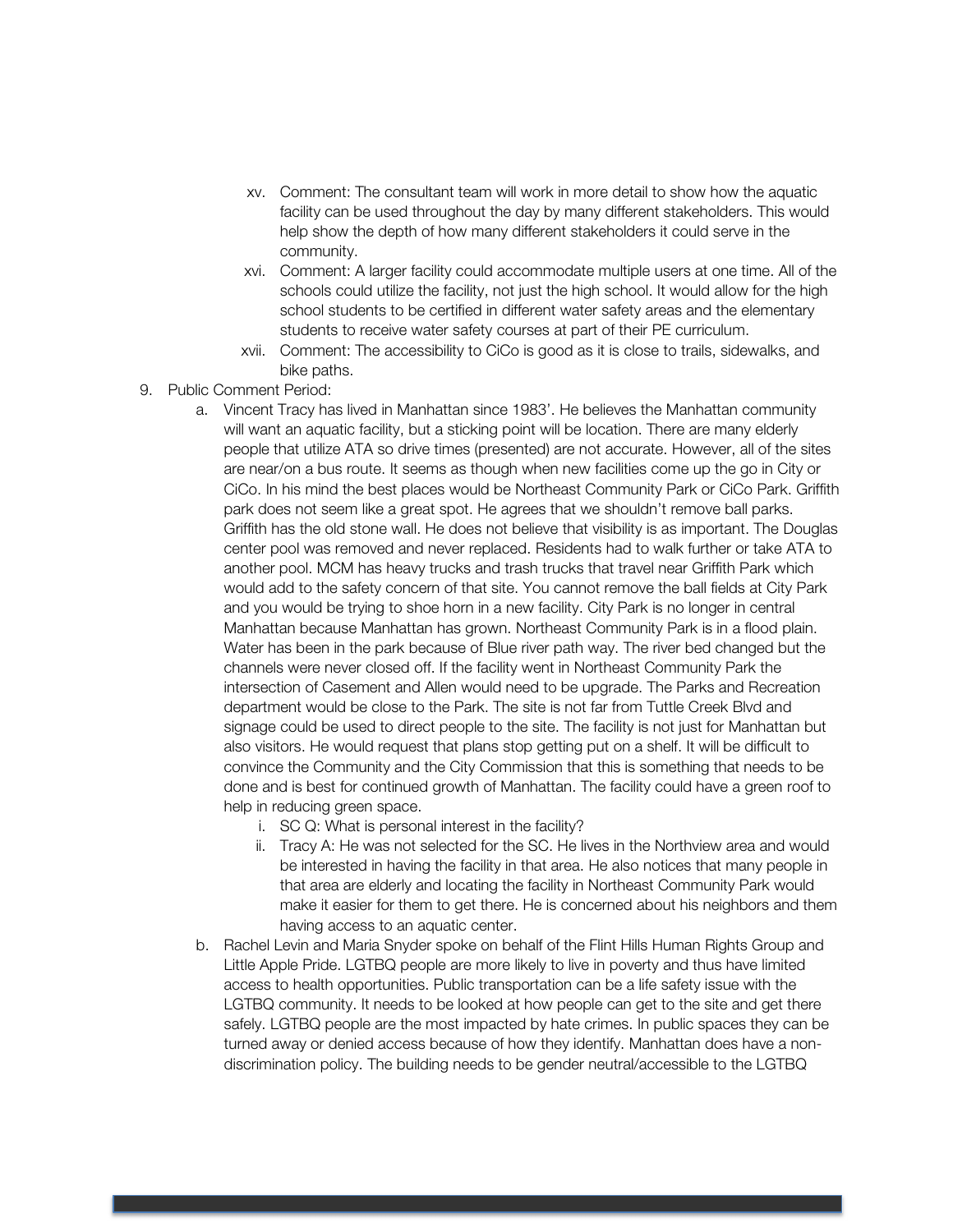xv. Comment: The consultant team will work in more detail to show how the aquatic facility can be used throughout the day by many different stakeholders. This would help show the depth of how many different stakeholders it could serve in the community.

xvi. Comment: A larger facility could accommodate multiple users at one time. All of the schools could utilize the facility, not just the high school. It would allow for the high school students to be certified in different water safety areas and the elementary students to receive water safety courses at part of their PE curriculum.

xvii. Comment: The accessibility to CiCo is good as it is close to trails, sidewalks, and bike paths.

9. Public Comment Period:

   a. Vincent Tracy has lived in Manhattan since 1983'. He believes the Manhattan community will want an aquatic facility, but a sticking point will be location. There are many elderly people that utilize ATA so drive times (presented) are not accurate. However, all of the sites are near/on a bus route. It seems as though when new facilities come up the go in City or CiCo. In his mind the best places would be Northeast Community Park or CiCo Park. Griffith park does not seem like a great spot. He agrees that we shouldn't remove ball parks. Griffith has the old stone wall. He does not believe that visibility is as important. The Douglas center pool was removed and never replaced. Residents had to walk further or take ATA to another pool. MCM has heavy trucks and trash trucks that travel near Griffith Park which would add to the safety concern of that site. You cannot remove the ball fields at City Park and you would be trying to shoe horn in a new facility. City Park is no longer in central Manhattan because Manhattan has grown. Northeast Community Park is in a flood plain. Water has been in the park because of Blue river path way. The river bed changed but the channels were never closed off. If the facility went in Northeast Community Park the intersection of Casement and Allen would need to be upgrade. The Parks and Recreation department would be close to the Park. The site is not far from Tuttle Creek Blvd and signage could be used to direct people to the site. The facility is not just for Manhattan but also visitors. He would request that plans stop getting put on a shelf. It will be difficult to convince the Community and the City Commission that this is something that needs to be done and is best for continued growth of Manhattan. The facility could have a green roof to help in reducing green space.

      i. SC Q: What is personal interest in the facility?

      ii. Tracy A: He was not selected for the SC. He lives in the Northview area and would be interested in having the facility in that area. He also notices that many people in that area are elderly and locating the facility in Northeast Community Park would make it easier for them to get there. He is concerned about his neighbors and them having access to an aquatic center.

   b. Rachel Levin and Maria Snyder spoke on behalf of the Flint Hills Human Rights Group and Little Apple Pride. LGTBQ people are more likely to live in poverty and thus have limited access to health opportunities. Public transportation can be a life safety issue with the LGTBQ community. It needs to be looked at how people can get to the site and get there safely. LGTBQ people are the most impacted by hate crimes. In public spaces they can be turned away or denied access because of how they identify. Manhattan does have a non-discrimination policy. The building needs to be gender neutral/accessible to the LGTBQ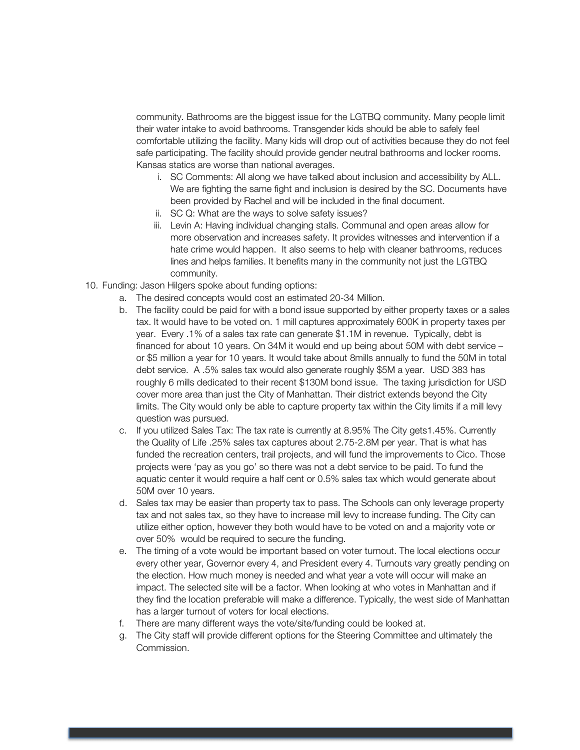community. Bathrooms are the biggest issue for the LGTBQ community. Many people limit their water intake to avoid bathrooms. Transgender kids should be able to safely feel comfortable utilizing the facility. Many kids will drop out of activities because they do not feel safe participating. The facility should provide gender neutral bathrooms and locker rooms. Kansas statics are worse than national averages.

   i. SC Comments: All along we have talked about inclusion and accessibility by ALL. We are fighting the same fight and inclusion is desired by the SC. Documents have been provided by Rachel and will be included in the final document.
   ii. SC Q: What are the ways to solve safety issues?
   iii. Levin A: Having individual changing stalls. Communal and open areas allow for more observation and increases safety. It provides witnesses and intervention if a hate crime would happen. It also seems to help with cleaner bathrooms, reduces lines and helps families. It benefits many in the community not just the LGTBQ community.

10. Funding: Jason Hilgers spoke about funding options:
    a. The desired concepts would cost an estimated 20-34 Million.
    b. The facility could be paid for with a bond issue supported by either property taxes or a sales tax. It would have to be voted on. 1 mill captures approximately 600K in property taxes per year. Every .1% of a sales tax rate can generate $1.1M in revenue. Typically, debt is financed for about 10 years. On 34M it would end up being about 50M with debt service – or $5 million a year for 10 years. It would take about 8mills annually to fund the 50M in total debt service. A .5% sales tax would also generate roughly $5M a year. USD 383 has roughly 6 mills dedicated to their recent $130M bond issue. The taxing jurisdiction for USD cover more area than just the City of Manhattan. Their district extends beyond the City limits. The City would only be able to capture property tax within the City limits if a mill levy question was pursued.
    c. If you utilized Sales Tax: The tax rate is currently at 8.95% The City gets1.45%. Currently the Quality of Life .25% sales tax captures about 2.75-2.8M per year. That is what has funded the recreation centers, trail projects, and will fund the improvements to Cico. Those projects were 'pay as you go' so there was not a debt service to be paid. To fund the aquatic center it would require a half cent or 0.5% sales tax which would generate about 50M over 10 years.
    d. Sales tax may be easier than property tax to pass. The Schools can only leverage property tax and not sales tax, so they have to increase mill levy to increase funding. The City can utilize either option, however they both would have to be voted on and a majority vote or over 50% would be required to secure the funding.
    e. The timing of a vote would be important based on voter turnout. The local elections occur every other year, Governor every 4, and President every 4. Turnouts vary greatly pending on the election. How much money is needed and what year a vote will occur will make an impact. The selected site will be a factor. When looking at who votes in Manhattan and if they find the location preferable will make a difference. Typically, the west side of Manhattan has a larger turnout of voters for local elections.
    f. There are many different ways the vote/site/funding could be looked at.
    g. The City staff will provide different options for the Steering Committee and ultimately the Commission.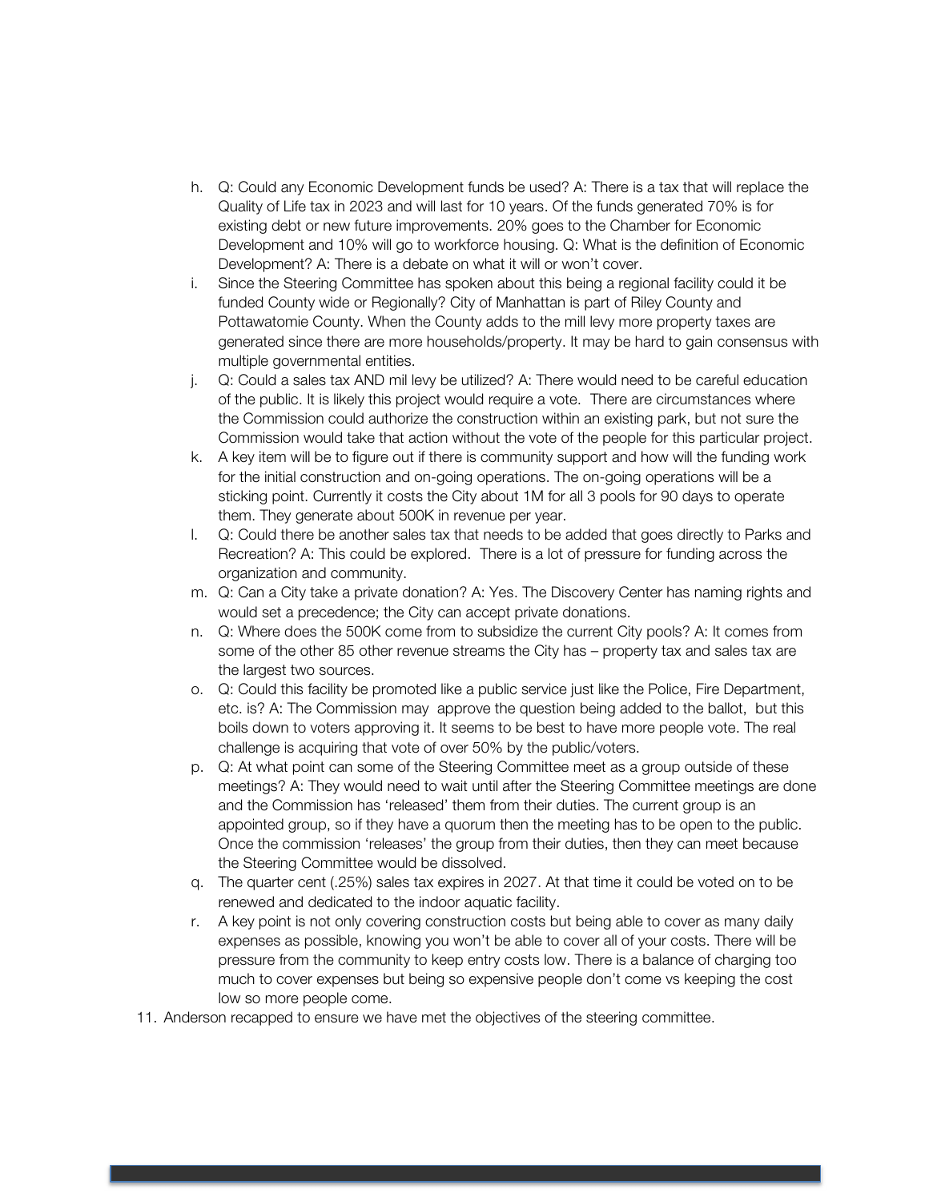h. Q: Could any Economic Development funds be used? A: There is a tax that will replace the Quality of Life tax in 2023 and will last for 10 years. Of the funds generated 70% is for existing debt or new future improvements. 20% goes to the Chamber for Economic Development and 10% will go to workforce housing. Q: What is the definition of Economic Development? A: There is a debate on what it will or won't cover.

i. Since the Steering Committee has spoken about this being a regional facility could it be funded County wide or Regionally? City of Manhattan is part of Riley County and Pottawatomie County. When the County adds to the mill levy more property taxes are generated since there are more households/property. It may be hard to gain consensus with multiple governmental entities.

j. Q: Could a sales tax AND mil levy be utilized? A: There would need to be careful education of the public. It is likely this project would require a vote. There are circumstances where the Commission could authorize the construction within an existing park, but not sure the Commission would take that action without the vote of the people for this particular project.

k. A key item will be to figure out if there is community support and how will the funding work for the initial construction and on-going operations. The on-going operations will be a sticking point. Currently it costs the City about 1M for all 3 pools for 90 days to operate them. They generate about 500K in revenue per year.

l. Q: Could there be another sales tax that needs to be added that goes directly to Parks and Recreation? A: This could be explored. There is a lot of pressure for funding across the organization and community.

m. Q: Can a City take a private donation? A: Yes. The Discovery Center has naming rights and would set a precedence; the City can accept private donations.

n. Q: Where does the 500K come from to subsidize the current City pools? A: It comes from some of the other 85 other revenue streams the City has – property tax and sales tax are the largest two sources.

o. Q: Could this facility be promoted like a public service just like the Police, Fire Department, etc. is? A: The Commission may approve the question being added to the ballot, but this boils down to voters approving it. It seems to be best to have more people vote. The real challenge is acquiring that vote of over 50% by the public/voters.

p. Q: At what point can some of the Steering Committee meet as a group outside of these meetings? A: They would need to wait until after the Steering Committee meetings are done and the Commission has 'released' them from their duties. The current group is an appointed group, so if they have a quorum then the meeting has to be open to the public. Once the commission 'releases' the group from their duties, then they can meet because the Steering Committee would be dissolved.

q. The quarter cent (.25%) sales tax expires in 2027. At that time it could be voted on to be renewed and dedicated to the indoor aquatic facility.

r. A key point is not only covering construction costs but being able to cover as many daily expenses as possible, knowing you won't be able to cover all of your costs. There will be pressure from the community to keep entry costs low. There is a balance of charging too much to cover expenses but being so expensive people don't come vs keeping the cost low so more people come.

11. Anderson recapped to ensure we have met the objectives of the steering committee.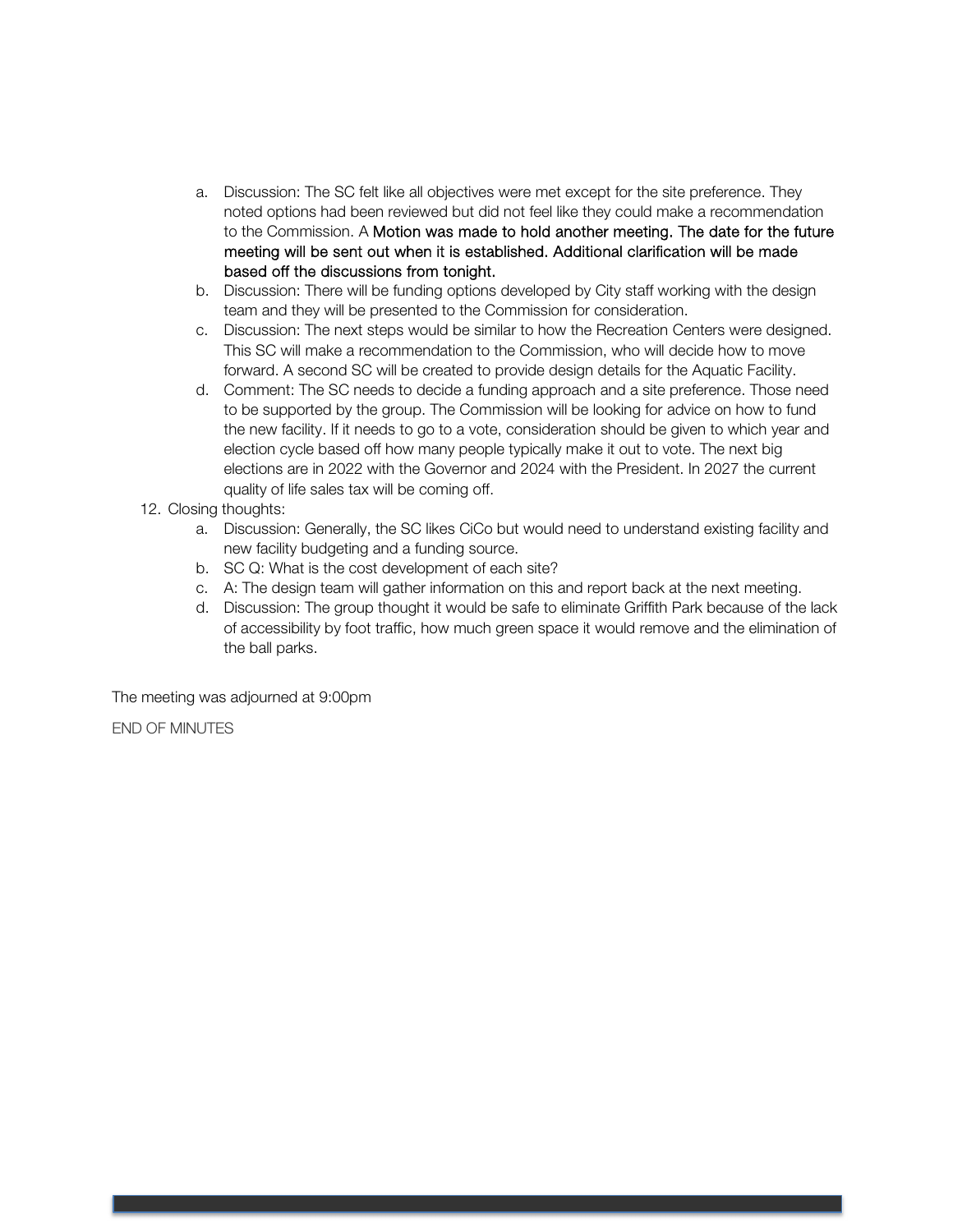a. Discussion: The SC felt like all objectives were met except for the site preference. They noted options had been reviewed but did not feel like they could make a recommendation to the Commission. A Motion was made to hold another meeting. The date for the future meeting will be sent out when it is established. Additional clarification will be made based off the discussions from tonight.
b. Discussion: There will be funding options developed by City staff working with the design team and they will be presented to the Commission for consideration.
c. Discussion: The next steps would be similar to how the Recreation Centers were designed. This SC will make a recommendation to the Commission, who will decide how to move forward. A second SC will be created to provide design details for the Aquatic Facility.
d. Comment: The SC needs to decide a funding approach and a site preference. Those need to be supported by the group. The Commission will be looking for advice on how to fund the new facility. If it needs to go to a vote, consideration should be given to which year and election cycle based off how many people typically make it out to vote. The next big elections are in 2022 with the Governor and 2024 with the President. In 2027 the current quality of life sales tax will be coming off.

12. Closing thoughts:
    a. Discussion: Generally, the SC likes CiCo but would need to understand existing facility and new facility budgeting and a funding source.
    b. SC Q: What is the cost development of each site?
    c. A: The design team will gather information on this and report back at the next meeting.
    d. Discussion: The group thought it would be safe to eliminate Griffith Park because of the lack of accessibility by foot traffic, how much green space it would remove and the elimination of the ball parks.

The meeting was adjourned at 9:00pm

END OF MINUTES